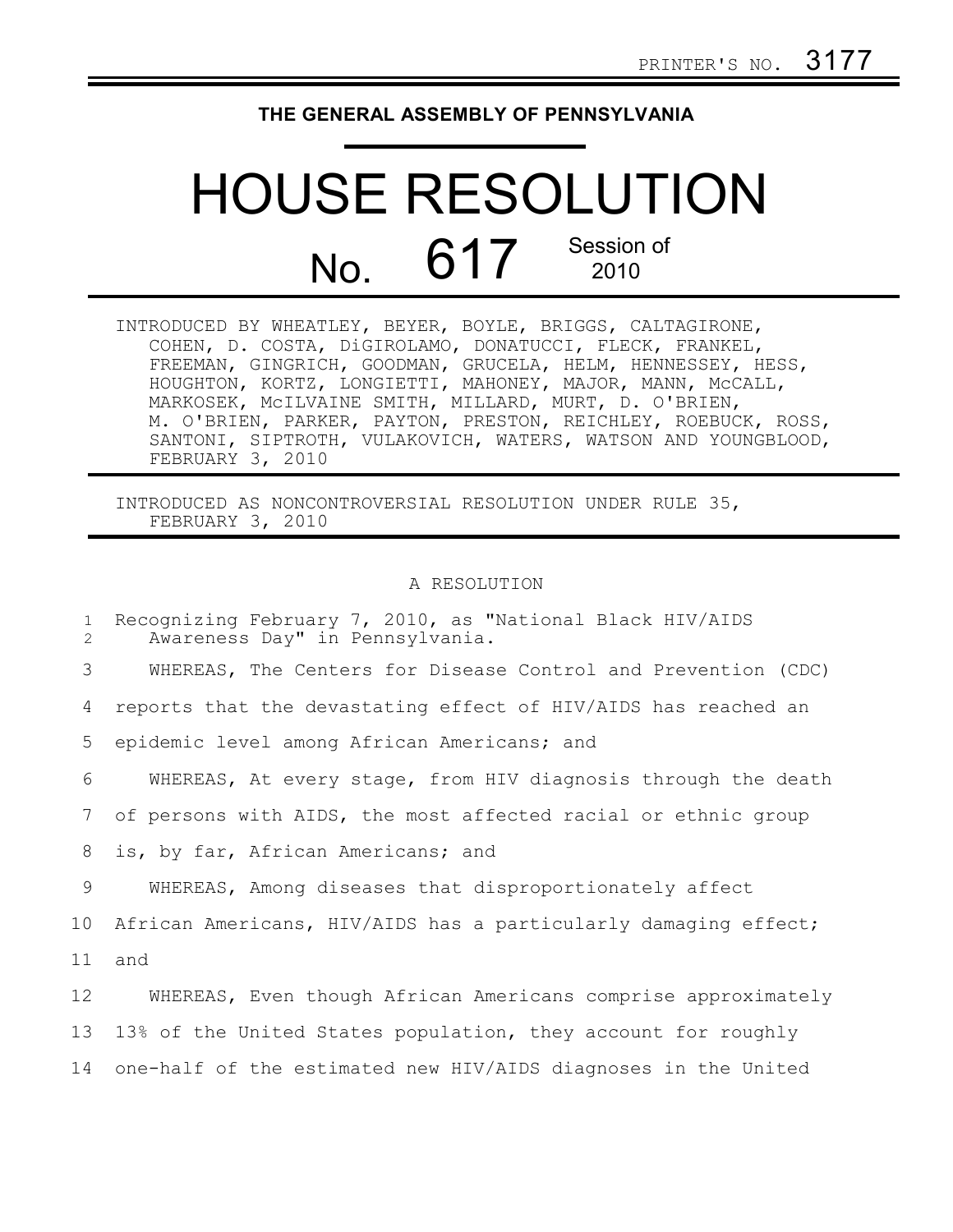PRINTER'S NO. 3177

THE GENERAL ASSEMBLY OF PENNSYLVANIA

# HOUSE RESOLUTION

## No. 617 Session of 2010

INTRODUCED BY WHEATLEY, BEYER, BOYLE, BRIGGS, CALTAGIRONE, COHEN, D. COSTA, DiGIROLAMO, DONATUCCI, FLECK, FRANKEL, FREEMAN, GINGRICH, GOODMAN, GRUCELA, HELM, HENNESSEY, HESS, HOUGHTON, KORTZ, LONGIETTI, MAHONEY, MAJOR, MANN, McCALL, MARKOSEK, McILVAINE SMITH, MILLARD, MURT, D. O'BRIEN, M. O'BRIEN, PARKER, PAYTON, PRESTON, REICHLEY, ROEBUCK, ROSS, SANTONI, SIPTROTH, VULAKOVICH, WATERS, WATSON AND YOUNGBLOOD, FEBRUARY 3, 2010

INTRODUCED AS NONCONTROVERSIAL RESOLUTION UNDER RULE 35, FEBRUARY 3, 2010

A RESOLUTION

Recognizing February 7, 2010, as "National Black HIV/AIDS Awareness Day" in Pennsylvania.

WHEREAS, The Centers for Disease Control and Prevention (CDC) reports that the devastating effect of HIV/AIDS has reached an epidemic level among African Americans; and

WHEREAS, At every stage, from HIV diagnosis through the death of persons with AIDS, the most affected racial or ethnic group is, by far, African Americans; and

WHEREAS, Among diseases that disproportionately affect African Americans, HIV/AIDS has a particularly damaging effect; and

WHEREAS, Even though African Americans comprise approximately 13% of the United States population, they account for roughly one-half of the estimated new HIV/AIDS diagnoses in the United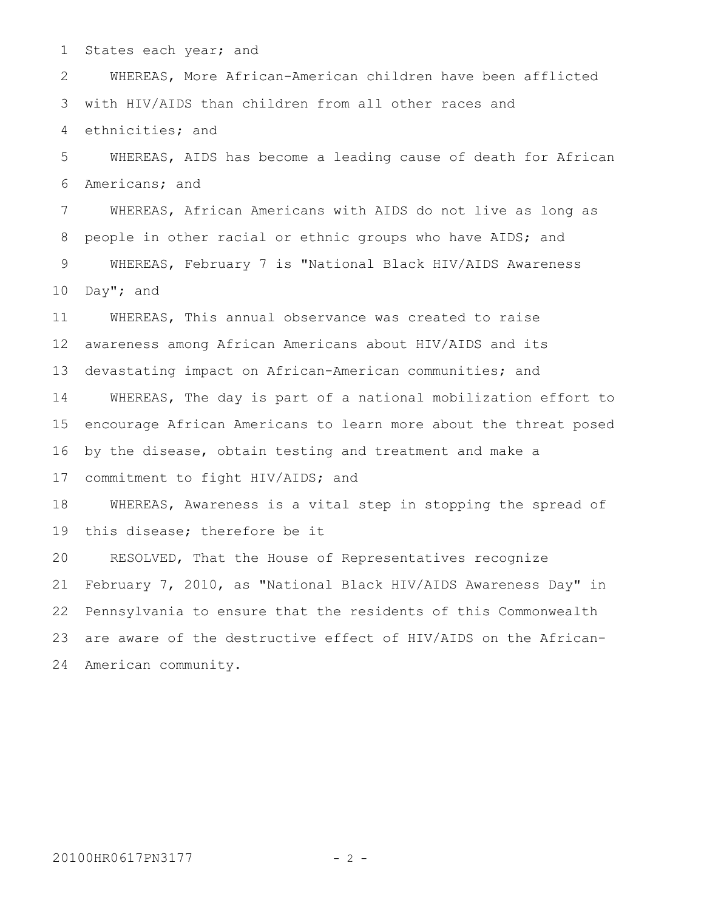States each year; and

WHEREAS, More African-American children have been afflicted with HIV/AIDS than children from all other races and ethnicities; and

WHEREAS, AIDS has become a leading cause of death for African Americans; and

WHEREAS, African Americans with AIDS do not live as long as people in other racial or ethnic groups who have AIDS; and

WHEREAS, February 7 is "National Black HIV/AIDS Awareness Day"; and

WHEREAS, This annual observance was created to raise awareness among African Americans about HIV/AIDS and its devastating impact on African-American communities; and

WHEREAS, The day is part of a national mobilization effort to encourage African Americans to learn more about the threat posed by the disease, obtain testing and treatment and make a commitment to fight HIV/AIDS; and

WHEREAS, Awareness is a vital step in stopping the spread of this disease; therefore be it

RESOLVED, That the House of Representatives recognize February 7, 2010, as "National Black HIV/AIDS Awareness Day" in Pennsylvania to ensure that the residents of this Commonwealth are aware of the destructive effect of HIV/AIDS on the African-American community.